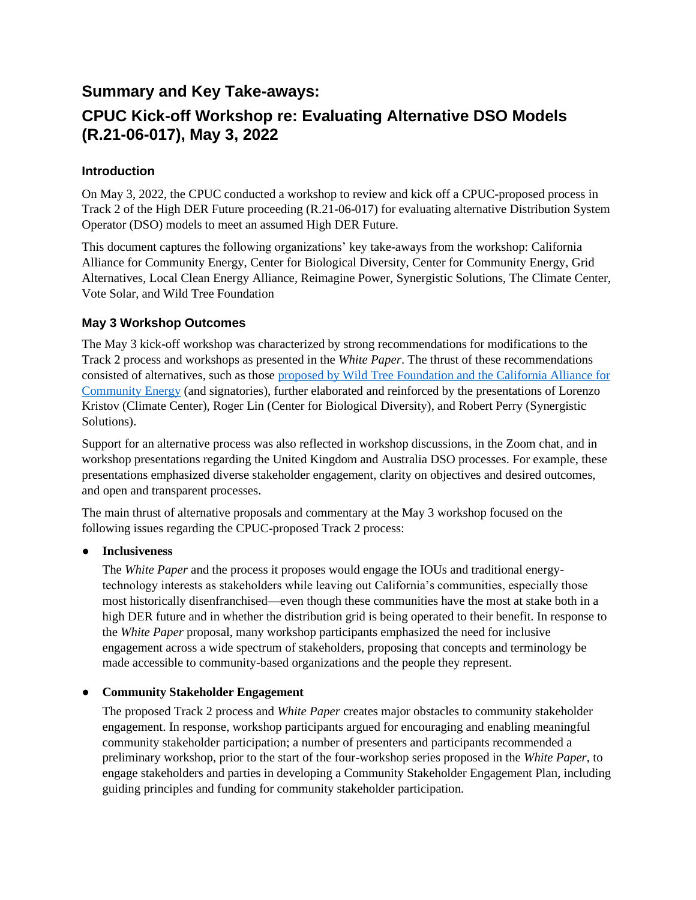# Summary and Key Take-aways:

# CPUC Kick-off Workshop re: Evaluating Alternative DSO Models (R.21-06-017), May 3, 2022

## Introduction

On May 3, 2022, the CPUC conducted a workshop to review and kick off a CPUC-proposed process in Track 2 of the High DER Future proceeding (R.21-06-017) for evaluating alternative Distribution System Operator (DSO) models to meet an assumed High DER Future.

This document captures the following organizations' key take-aways from the workshop: California Alliance for Community Energy, Center for Biological Diversity, Center for Community Energy, Grid Alternatives, Local Clean Energy Alliance, Reimagine Power, Synergistic Solutions, The Climate Center, Vote Solar, and Wild Tree Foundation

## May 3 Workshop Outcomes

The May 3 kick-off workshop was characterized by strong recommendations for modifications to the Track 2 process and workshops as presented in the *White Paper*. The thrust of these recommendations consisted of alternatives, such as those proposed by Wild Tree Foundation and the California Alliance for Community Energy (and signatories), further elaborated and reinforced by the presentations of Lorenzo Kristov (Climate Center), Roger Lin (Center for Biological Diversity), and Robert Perry (Synergistic Solutions).

Support for an alternative process was also reflected in workshop discussions, in the Zoom chat, and in workshop presentations regarding the United Kingdom and Australia DSO processes. For example, these presentations emphasized diverse stakeholder engagement, clarity on objectives and desired outcomes, and open and transparent processes.

The main thrust of alternative proposals and commentary at the May 3 workshop focused on the following issues regarding the CPUC-proposed Track 2 process:

- **Inclusiveness**

  The *White Paper* and the process it proposes would engage the IOUs and traditional energy-technology interests as stakeholders while leaving out California's communities, especially those most historically disenfranchised—even though these communities have the most at stake both in a high DER future and in whether the distribution grid is being operated to their benefit. In response to the *White Paper* proposal, many workshop participants emphasized the need for inclusive engagement across a wide spectrum of stakeholders, proposing that concepts and terminology be made accessible to community-based organizations and the people they represent.

- **Community Stakeholder Engagement**

  The proposed Track 2 process and *White Paper* creates major obstacles to community stakeholder engagement. In response, workshop participants argued for encouraging and enabling meaningful community stakeholder participation; a number of presenters and participants recommended a preliminary workshop, prior to the start of the four-workshop series proposed in the *White Paper*, to engage stakeholders and parties in developing a Community Stakeholder Engagement Plan, including guiding principles and funding for community stakeholder participation.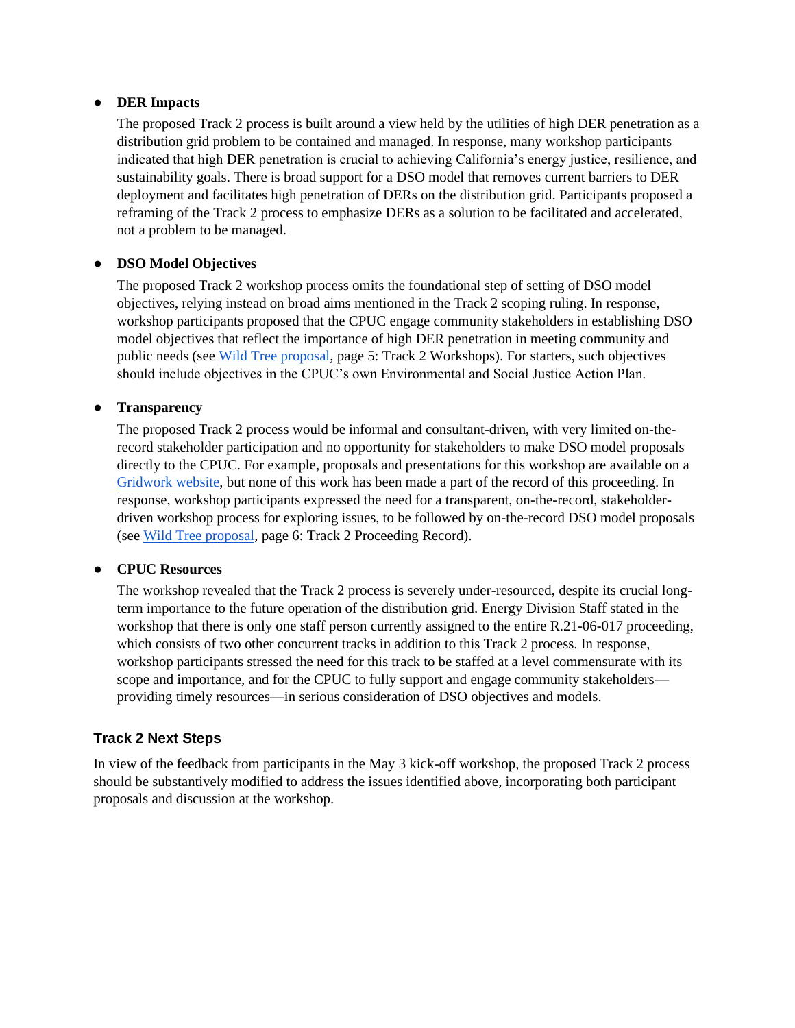- **DER Impacts**

  The proposed Track 2 process is built around a view held by the utilities of high DER penetration as a distribution grid problem to be contained and managed. In response, many workshop participants indicated that high DER penetration is crucial to achieving California's energy justice, resilience, and sustainability goals. There is broad support for a DSO model that removes current barriers to DER deployment and facilitates high penetration of DERs on the distribution grid. Participants proposed a reframing of the Track 2 process to emphasize DERs as a solution to be facilitated and accelerated, not a problem to be managed.

- **DSO Model Objectives**

  The proposed Track 2 workshop process omits the foundational step of setting of DSO model objectives, relying instead on broad aims mentioned in the Track 2 scoping ruling. In response, workshop participants proposed that the CPUC engage community stakeholders in establishing DSO model objectives that reflect the importance of high DER penetration in meeting community and public needs (see Wild Tree proposal, page 5: Track 2 Workshops). For starters, such objectives should include objectives in the CPUC's own Environmental and Social Justice Action Plan.

- **Transparency**

  The proposed Track 2 process would be informal and consultant-driven, with very limited on-the-record stakeholder participation and no opportunity for stakeholders to make DSO model proposals directly to the CPUC. For example, proposals and presentations for this workshop are available on a Gridwork website, but none of this work has been made a part of the record of this proceeding. In response, workshop participants expressed the need for a transparent, on-the-record, stakeholder-driven workshop process for exploring issues, to be followed by on-the-record DSO model proposals (see Wild Tree proposal, page 6: Track 2 Proceeding Record).

- **CPUC Resources**

  The workshop revealed that the Track 2 process is severely under-resourced, despite its crucial long-term importance to the future operation of the distribution grid. Energy Division Staff stated in the workshop that there is only one staff person currently assigned to the entire R.21-06-017 proceeding, which consists of two other concurrent tracks in addition to this Track 2 process. In response, workshop participants stressed the need for this track to be staffed at a level commensurate with its scope and importance, and for the CPUC to fully support and engage community stakeholders—providing timely resources—in serious consideration of DSO objectives and models.

## Track 2 Next Steps

In view of the feedback from participants in the May 3 kick-off workshop, the proposed Track 2 process should be substantively modified to address the issues identified above, incorporating both participant proposals and discussion at the workshop.